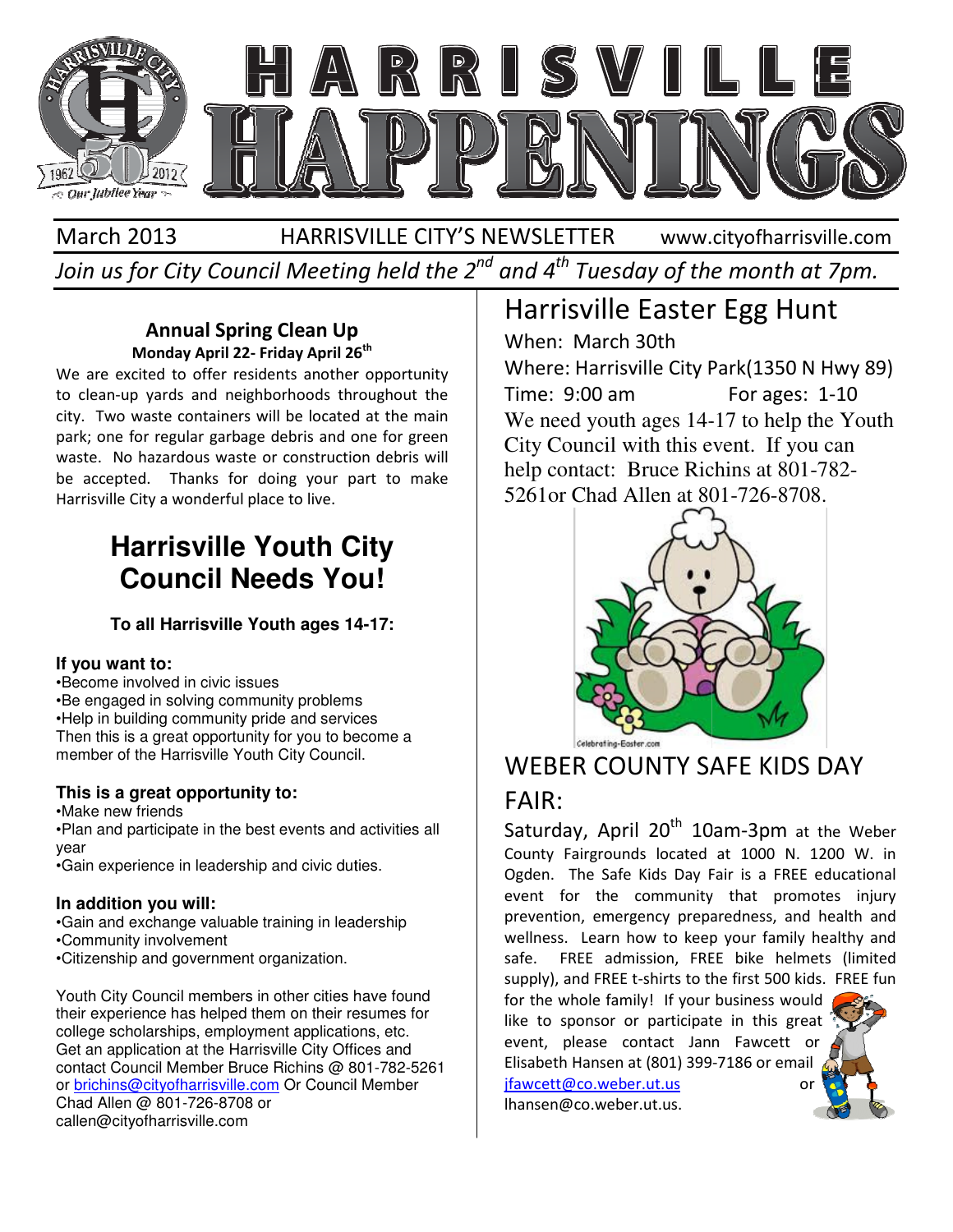# HARRISVILLE HAPPENINGS

March 2013 HARRISVILLE CITY'S NEWSLETTER www.cityofharrisville.com

*Join us for City Council Meeting held the 2nd and 4th Tuesday of the month at 7pm.*

### Annual Spring Clean Up

**Monday April 22- Friday April 26th**

We are excited to offer residents another opportunity to clean-up yards and neighborhoods throughout the city. Two waste containers will be located at the main park; one for regular garbage debris and one for green waste. No hazardous waste or construction debris will be accepted. Thanks for doing your part to make Harrisville City a wonderful place to live.

## Harrisville Youth City Council Needs You!

**To all Harrisville Youth ages 14-17:**

**If you want to:**

- Become involved in civic issues
- Be engaged in solving community problems
- Help in building community pride and services

Then this is a great opportunity for you to become a member of the Harrisville Youth City Council.

**This is a great opportunity to:**

- Make new friends
- Plan and participate in the best events and activities all year
- Gain experience in leadership and civic duties.

**In addition you will:**

- Gain and exchange valuable training in leadership
- Community involvement
- Citizenship and government organization.

Youth City Council members in other cities have found their experience has helped them on their resumes for college scholarships, employment applications, etc. Get an application at the Harrisville City Offices and contact Council Member Bruce Richins @ 801-782-5261 or brichins@cityofharrisville.com Or Council Member Chad Allen @ 801-726-8708 or callen@cityofharrisville.com

## Harrisville Easter Egg Hunt

When: March 30th

Where: Harrisville City Park(1350 N Hwy 89)

Time: 9:00 am For ages: 1-10

We need youth ages 14-17 to help the Youth City Council with this event. If you can help contact: Bruce Richins at 801-782-5261or Chad Allen at 801-726-8708.

## WEBER COUNTY SAFE KIDS DAY FAIR:

Saturday, April 20th 10am-3pm at the Weber County Fairgrounds located at 1000 N. 1200 W. in Ogden. The Safe Kids Day Fair is a FREE educational event for the community that promotes injury prevention, emergency preparedness, and health and wellness. Learn how to keep your family healthy and safe. FREE admission, FREE bike helmets (limited supply), and FREE t-shirts to the first 500 kids. FREE fun for the whole family! If your business would like to sponsor or participate in this great event, please contact Jann Fawcett or Elisabeth Hansen at (801) 399-7186 or email jfawcett@co.weber.ut.us or lhansen@co.weber.ut.us.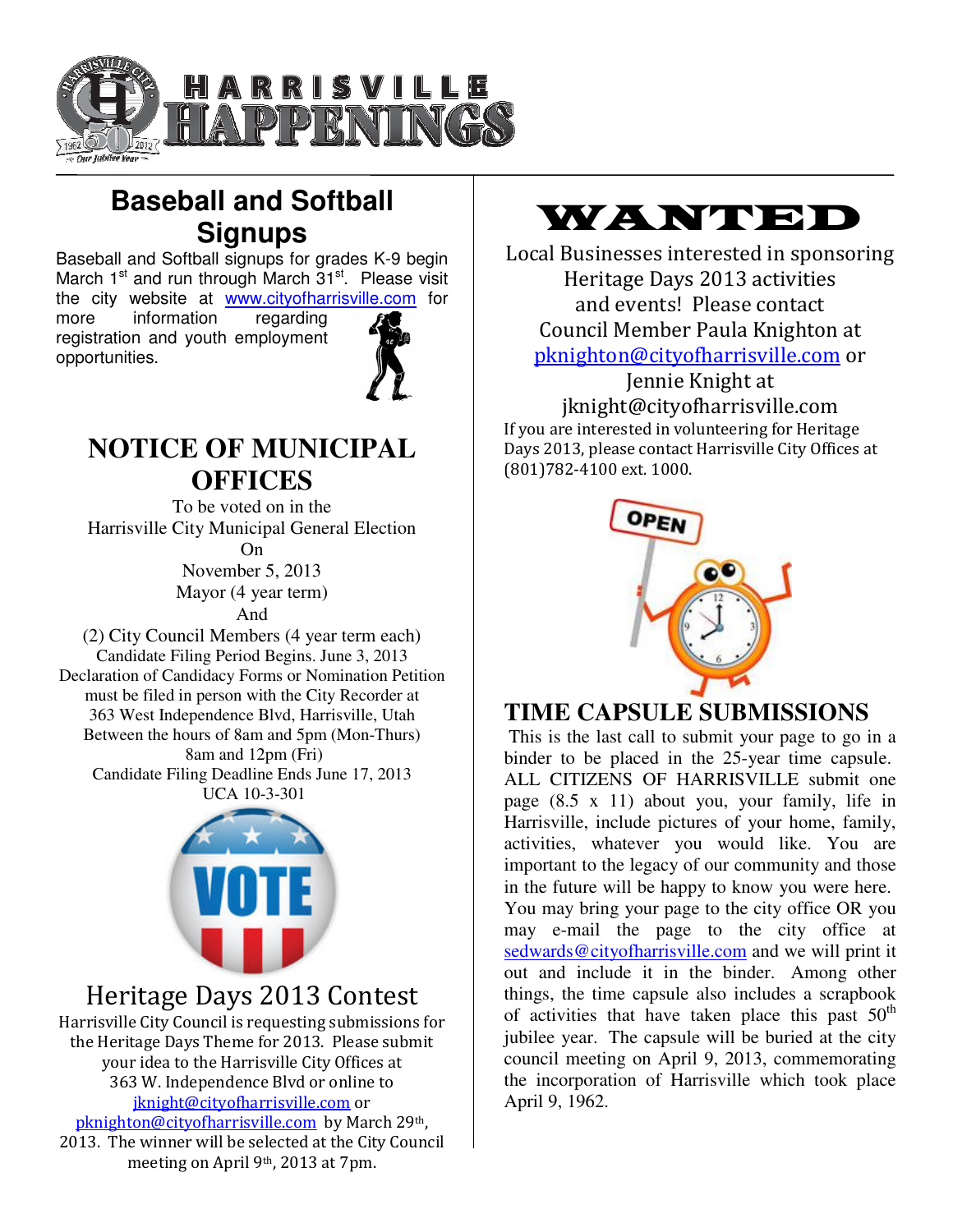# HARRISVILLE HAPPENINGS

## Baseball and Softball Signups

Baseball and Softball signups for grades K-9 begin March 1st and run through March 31st. Please visit the city website at www.cityofharrisville.com for more information regarding registration and youth employment opportunities.

## NOTICE OF MUNICIPAL OFFICES

To be voted on in the
Harrisville City Municipal General Election
On
November 5, 2013
Mayor (4 year term)
And
(2) City Council Members (4 year term each)
Candidate Filing Period Begins. June 3, 2013
Declaration of Candidacy Forms or Nomination Petition must be filed in person with the City Recorder at
363 West Independence Blvd, Harrisville, Utah
Between the hours of 8am and 5pm (Mon-Thurs)
8am and 12pm (Fri)
Candidate Filing Deadline Ends June 17, 2013
UCA 10-3-301

## Heritage Days 2013 Contest

Harrisville City Council is requesting submissions for the Heritage Days Theme for 2013. Please submit your idea to the Harrisville City Offices at 363 W. Independence Blvd or online to jknight@cityofharrisville.com or pknighton@cityofharrisville.com by March 29th, 2013. The winner will be selected at the City Council meeting on April 9th, 2013 at 7pm.

# WANTED

Local Businesses interested in sponsoring Heritage Days 2013 activities and events! Please contact Council Member Paula Knighton at pknighton@cityofharrisville.com or Jennie Knight at jknight@cityofharrisville.com

If you are interested in volunteering for Heritage Days 2013, please contact Harrisville City Offices at (801)782-4100 ext. 1000.

## TIME CAPSULE SUBMISSIONS

This is the last call to submit your page to go in a binder to be placed in the 25-year time capsule. ALL CITIZENS OF HARRISVILLE submit one page (8.5 x 11) about you, your family, life in Harrisville, include pictures of your home, family, activities, whatever you would like. You are important to the legacy of our community and those in the future will be happy to know you were here. You may bring your page to the city office OR you may e-mail the page to the city office at sedwards@cityofharrisville.com and we will print it out and include it in the binder. Among other things, the time capsule also includes a scrapbook of activities that have taken place this past 50th jubilee year. The capsule will be buried at the city council meeting on April 9, 2013, commemorating the incorporation of Harrisville which took place April 9, 1962.